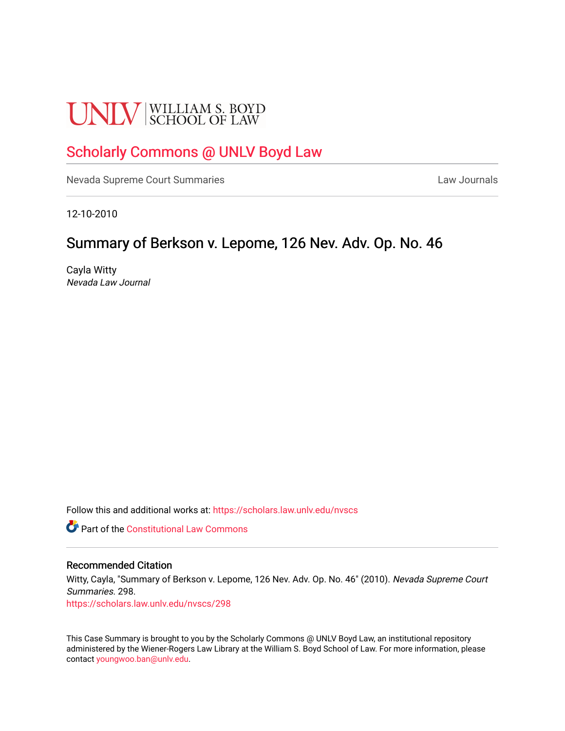UNLV | WILLIAM S. BOYD SCHOOL OF LAW

## Scholarly Commons @ UNLV Boyd Law

Nevada Supreme Court Summaries | Law Journals

12-10-2010

# Summary of Berkson v. Lepome, 126 Nev. Adv. Op. No. 46

Cayla Witty
*Nevada Law Journal*

Follow this and additional works at: https://scholars.law.unlv.edu/nvscs

Part of the Constitutional Law Commons

### Recommended Citation

Witty, Cayla, "Summary of Berkson v. Lepome, 126 Nev. Adv. Op. No. 46" (2010). *Nevada Supreme Court Summaries*. 298.
https://scholars.law.unlv.edu/nvscs/298

This Case Summary is brought to you by the Scholarly Commons @ UNLV Boyd Law, an institutional repository administered by the Wiener-Rogers Law Library at the William S. Boyd School of Law. For more information, please contact youngwoo.ban@unlv.edu.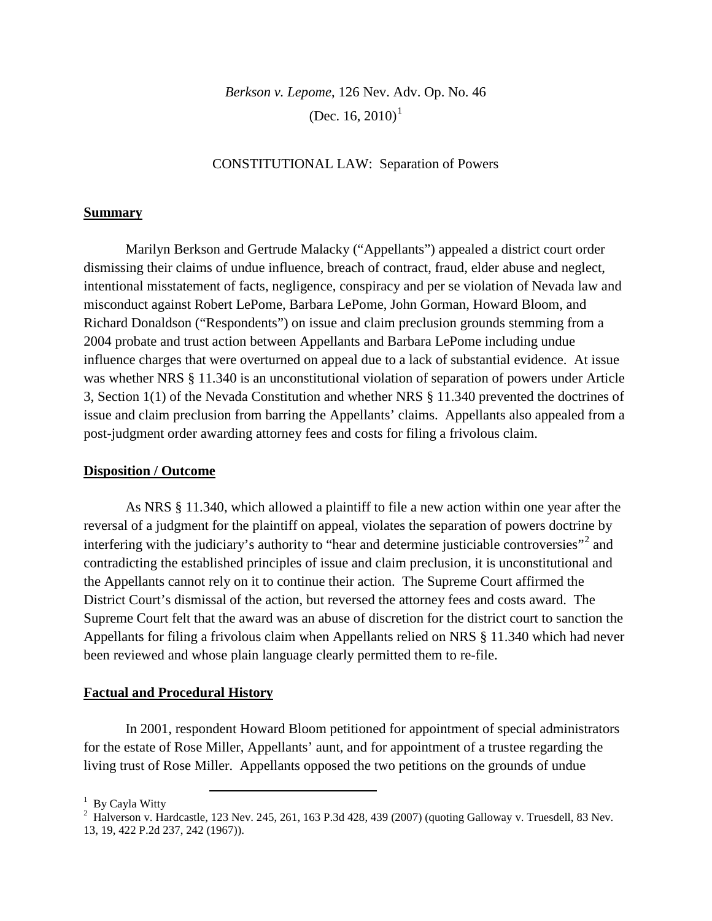*Berkson v. Lepome*, 126 Nev. Adv. Op. No. 46
(Dec. 16, 2010)[1]

CONSTITUTIONAL LAW: Separation of Powers

## **Summary**

Marilyn Berkson and Gertrude Malacky ("Appellants") appealed a district court order dismissing their claims of undue influence, breach of contract, fraud, elder abuse and neglect, intentional misstatement of facts, negligence, conspiracy and per se violation of Nevada law and misconduct against Robert LePome, Barbara LePome, John Gorman, Howard Bloom, and Richard Donaldson ("Respondents") on issue and claim preclusion grounds stemming from a 2004 probate and trust action between Appellants and Barbara LePome including undue influence charges that were overturned on appeal due to a lack of substantial evidence. At issue was whether NRS § 11.340 is an unconstitutional violation of separation of powers under Article 3, Section 1(1) of the Nevada Constitution and whether NRS § 11.340 prevented the doctrines of issue and claim preclusion from barring the Appellants' claims. Appellants also appealed from a post-judgment order awarding attorney fees and costs for filing a frivolous claim.

## **Disposition / Outcome**

As NRS § 11.340, which allowed a plaintiff to file a new action within one year after the reversal of a judgment for the plaintiff on appeal, violates the separation of powers doctrine by interfering with the judiciary's authority to "hear and determine justiciable controversies"[2] and contradicting the established principles of issue and claim preclusion, it is unconstitutional and the Appellants cannot rely on it to continue their action. The Supreme Court affirmed the District Court's dismissal of the action, but reversed the attorney fees and costs award. The Supreme Court felt that the award was an abuse of discretion for the district court to sanction the Appellants for filing a frivolous claim when Appellants relied on NRS § 11.340 which had never been reviewed and whose plain language clearly permitted them to re-file.

## **Factual and Procedural History**

In 2001, respondent Howard Bloom petitioned for appointment of special administrators for the estate of Rose Miller, Appellants' aunt, and for appointment of a trustee regarding the living trust of Rose Miller. Appellants opposed the two petitions on the grounds of undue

---

[1] By Cayla Witty

[2] Halverson v. Hardcastle, 123 Nev. 245, 261, 163 P.3d 428, 439 (2007) (quoting Galloway v. Truesdell, 83 Nev. 13, 19, 422 P.2d 237, 242 (1967)).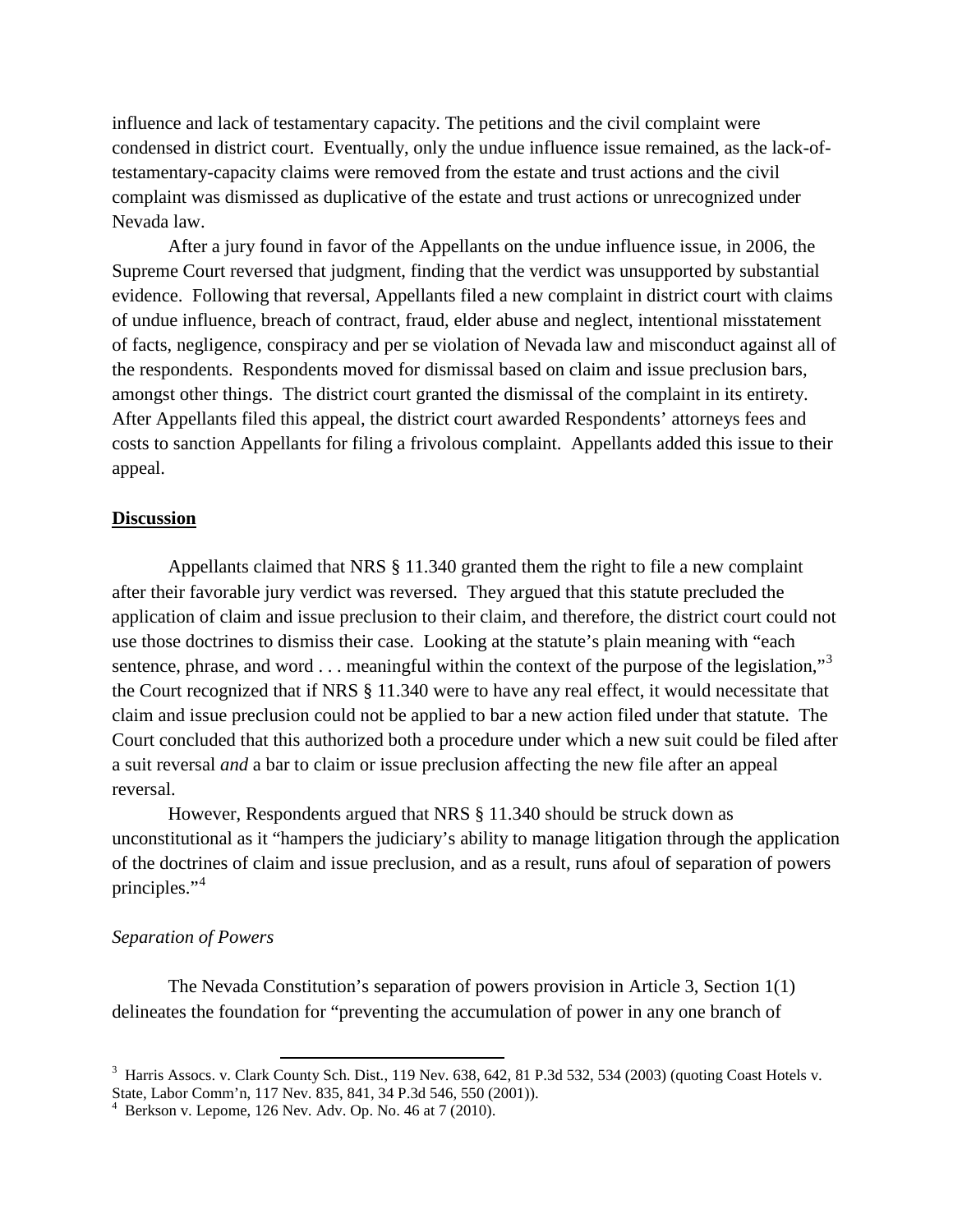influence and lack of testamentary capacity. The petitions and the civil complaint were condensed in district court. Eventually, only the undue influence issue remained, as the lack-of-testamentary-capacity claims were removed from the estate and trust actions and the civil complaint was dismissed as duplicative of the estate and trust actions or unrecognized under Nevada law.

After a jury found in favor of the Appellants on the undue influence issue, in 2006, the Supreme Court reversed that judgment, finding that the verdict was unsupported by substantial evidence. Following that reversal, Appellants filed a new complaint in district court with claims of undue influence, breach of contract, fraud, elder abuse and neglect, intentional misstatement of facts, negligence, conspiracy and per se violation of Nevada law and misconduct against all of the respondents. Respondents moved for dismissal based on claim and issue preclusion bars, amongst other things. The district court granted the dismissal of the complaint in its entirety. After Appellants filed this appeal, the district court awarded Respondents' attorneys fees and costs to sanction Appellants for filing a frivolous complaint. Appellants added this issue to their appeal.

## **Discussion**

Appellants claimed that NRS § 11.340 granted them the right to file a new complaint after their favorable jury verdict was reversed. They argued that this statute precluded the application of claim and issue preclusion to their claim, and therefore, the district court could not use those doctrines to dismiss their case. Looking at the statute's plain meaning with "each sentence, phrase, and word . . . meaningful within the context of the purpose of the legislation,"[3] the Court recognized that if NRS § 11.340 were to have any real effect, it would necessitate that claim and issue preclusion could not be applied to bar a new action filed under that statute. The Court concluded that this authorized both a procedure under which a new suit could be filed after a suit reversal *and* a bar to claim or issue preclusion affecting the new file after an appeal reversal.

However, Respondents argued that NRS § 11.340 should be struck down as unconstitutional as it "hampers the judiciary's ability to manage litigation through the application of the doctrines of claim and issue preclusion, and as a result, runs afoul of separation of powers principles."[4]

### *Separation of Powers*

The Nevada Constitution's separation of powers provision in Article 3, Section 1(1) delineates the foundation for "preventing the accumulation of power in any one branch of

---

[3] Harris Assocs. v. Clark County Sch. Dist., 119 Nev. 638, 642, 81 P.3d 532, 534 (2003) (quoting Coast Hotels v. State, Labor Comm'n, 117 Nev. 835, 841, 34 P.3d 546, 550 (2001)).

[4] Berkson v. Lepome, 126 Nev. Adv. Op. No. 46 at 7 (2010).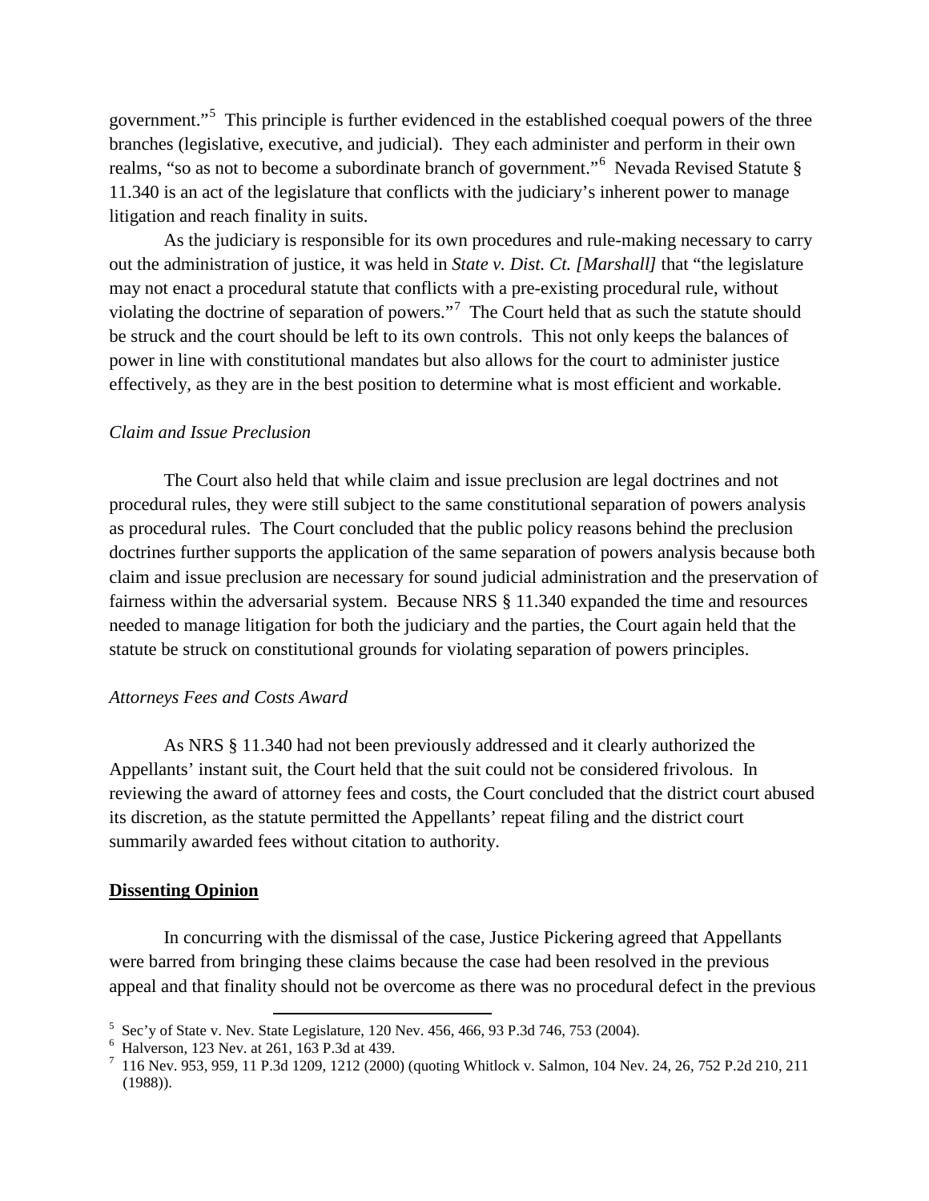government."[5] This principle is further evidenced in the established coequal powers of the three branches (legislative, executive, and judicial). They each administer and perform in their own realms, "so as not to become a subordinate branch of government."[6] Nevada Revised Statute § 11.340 is an act of the legislature that conflicts with the judiciary's inherent power to manage litigation and reach finality in suits.

As the judiciary is responsible for its own procedures and rule-making necessary to carry out the administration of justice, it was held in *State v. Dist. Ct. [Marshall]* that "the legislature may not enact a procedural statute that conflicts with a pre-existing procedural rule, without violating the doctrine of separation of powers."[7] The Court held that as such the statute should be struck and the court should be left to its own controls. This not only keeps the balances of power in line with constitutional mandates but also allows for the court to administer justice effectively, as they are in the best position to determine what is most efficient and workable.

*Claim and Issue Preclusion*

The Court also held that while claim and issue preclusion are legal doctrines and not procedural rules, they were still subject to the same constitutional separation of powers analysis as procedural rules. The Court concluded that the public policy reasons behind the preclusion doctrines further supports the application of the same separation of powers analysis because both claim and issue preclusion are necessary for sound judicial administration and the preservation of fairness within the adversarial system. Because NRS § 11.340 expanded the time and resources needed to manage litigation for both the judiciary and the parties, the Court again held that the statute be struck on constitutional grounds for violating separation of powers principles.

*Attorneys Fees and Costs Award*

As NRS § 11.340 had not been previously addressed and it clearly authorized the Appellants' instant suit, the Court held that the suit could not be considered frivolous. In reviewing the award of attorney fees and costs, the Court concluded that the district court abused its discretion, as the statute permitted the Appellants' repeat filing and the district court summarily awarded fees without citation to authority.

**Dissenting Opinion**

In concurring with the dismissal of the case, Justice Pickering agreed that Appellants were barred from bringing these claims because the case had been resolved in the previous appeal and that finality should not be overcome as there was no procedural defect in the previous

---

[5] Sec'y of State v. Nev. State Legislature, 120 Nev. 456, 466, 93 P.3d 746, 753 (2004).

[6] Halverson, 123 Nev. at 261, 163 P.3d at 439.

[7] 116 Nev. 953, 959, 11 P.3d 1209, 1212 (2000) (quoting Whitlock v. Salmon, 104 Nev. 24, 26, 752 P.2d 210, 211 (1988)).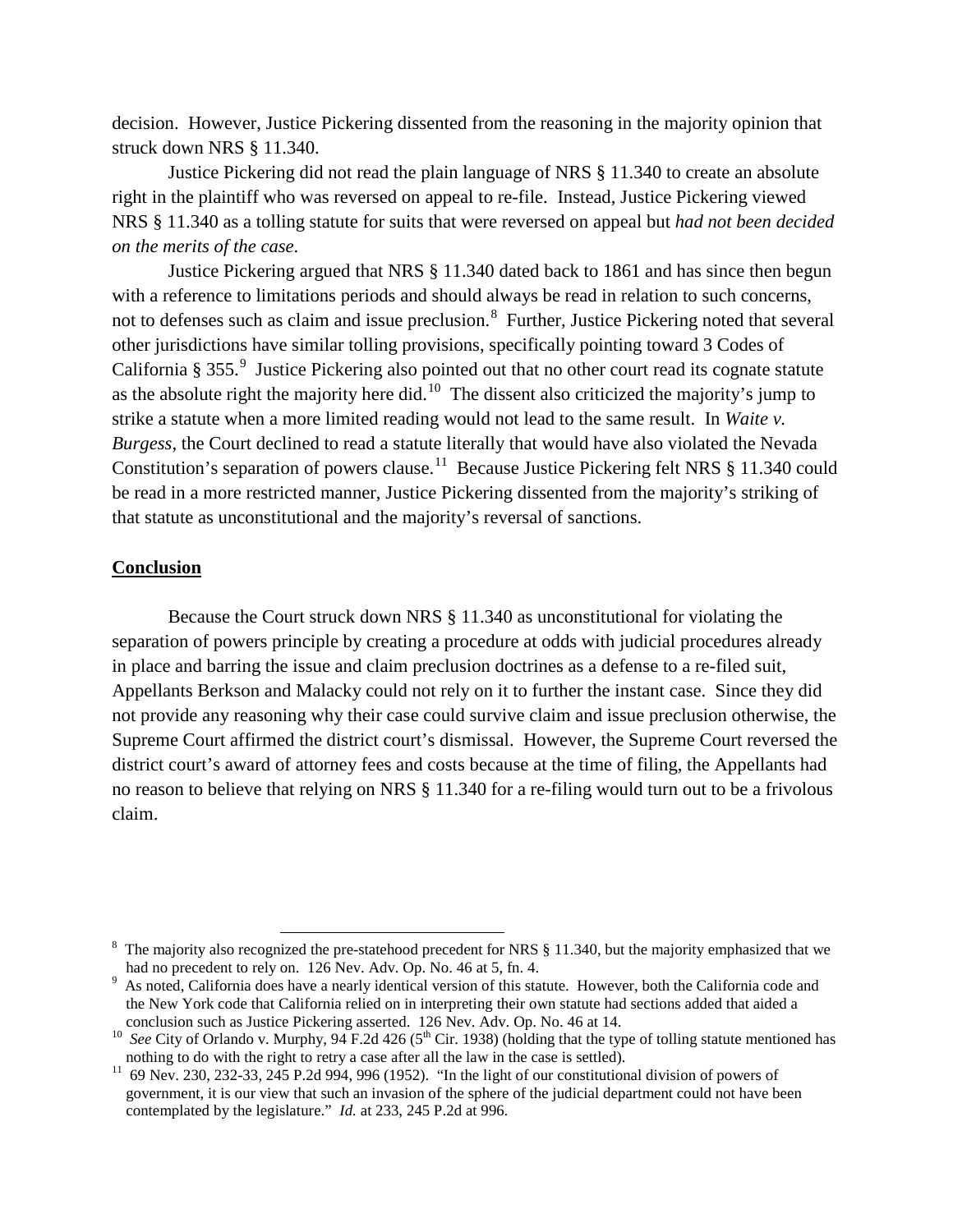decision. However, Justice Pickering dissented from the reasoning in the majority opinion that struck down NRS § 11.340.

Justice Pickering did not read the plain language of NRS § 11.340 to create an absolute right in the plaintiff who was reversed on appeal to re-file. Instead, Justice Pickering viewed NRS § 11.340 as a tolling statute for suits that were reversed on appeal but *had not been decided on the merits of the case*.

Justice Pickering argued that NRS § 11.340 dated back to 1861 and has since then begun with a reference to limitations periods and should always be read in relation to such concerns, not to defenses such as claim and issue preclusion.[8] Further, Justice Pickering noted that several other jurisdictions have similar tolling provisions, specifically pointing toward 3 Codes of California § 355.[9] Justice Pickering also pointed out that no other court read its cognate statute as the absolute right the majority here did.[10] The dissent also criticized the majority's jump to strike a statute when a more limited reading would not lead to the same result. In *Waite v. Burgess*, the Court declined to read a statute literally that would have also violated the Nevada Constitution's separation of powers clause.[11] Because Justice Pickering felt NRS § 11.340 could be read in a more restricted manner, Justice Pickering dissented from the majority's striking of that statute as unconstitutional and the majority's reversal of sanctions.

**Conclusion**

Because the Court struck down NRS § 11.340 as unconstitutional for violating the separation of powers principle by creating a procedure at odds with judicial procedures already in place and barring the issue and claim preclusion doctrines as a defense to a re-filed suit, Appellants Berkson and Malacky could not rely on it to further the instant case. Since they did not provide any reasoning why their case could survive claim and issue preclusion otherwise, the Supreme Court affirmed the district court's dismissal. However, the Supreme Court reversed the district court's award of attorney fees and costs because at the time of filing, the Appellants had no reason to believe that relying on NRS § 11.340 for a re-filing would turn out to be a frivolous claim.

---

[8] The majority also recognized the pre-statehood precedent for NRS § 11.340, but the majority emphasized that we had no precedent to rely on. 126 Nev. Adv. Op. No. 46 at 5, fn. 4.

[9] As noted, California does have a nearly identical version of this statute. However, both the California code and the New York code that California relied on in interpreting their own statute had sections added that aided a conclusion such as Justice Pickering asserted. 126 Nev. Adv. Op. No. 46 at 14.

[10] *See* City of Orlando v. Murphy, 94 F.2d 426 (5th Cir. 1938) (holding that the type of tolling statute mentioned has nothing to do with the right to retry a case after all the law in the case is settled).

[11] 69 Nev. 230, 232-33, 245 P.2d 994, 996 (1952). "In the light of our constitutional division of powers of government, it is our view that such an invasion of the sphere of the judicial department could not have been contemplated by the legislature." *Id.* at 233, 245 P.2d at 996.